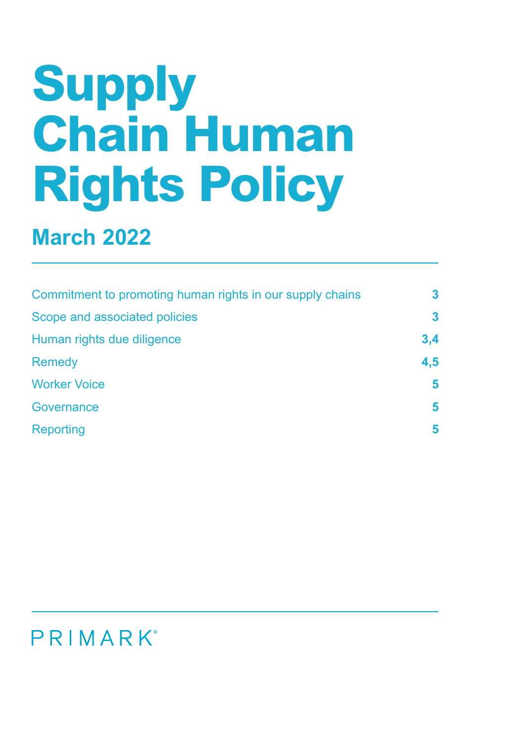# Supply Chain Human Rights Policy

## March 2022

| | |
|---|---|
| Commitment to promoting human rights in our supply chains | **3** |
| Scope and associated policies | **3** |
| Human rights due diligence | **3,4** |
| Remedy | **4,5** |
| Worker Voice | **5** |
| Governance | **5** |
| Reporting | **5** |

PRIMARK®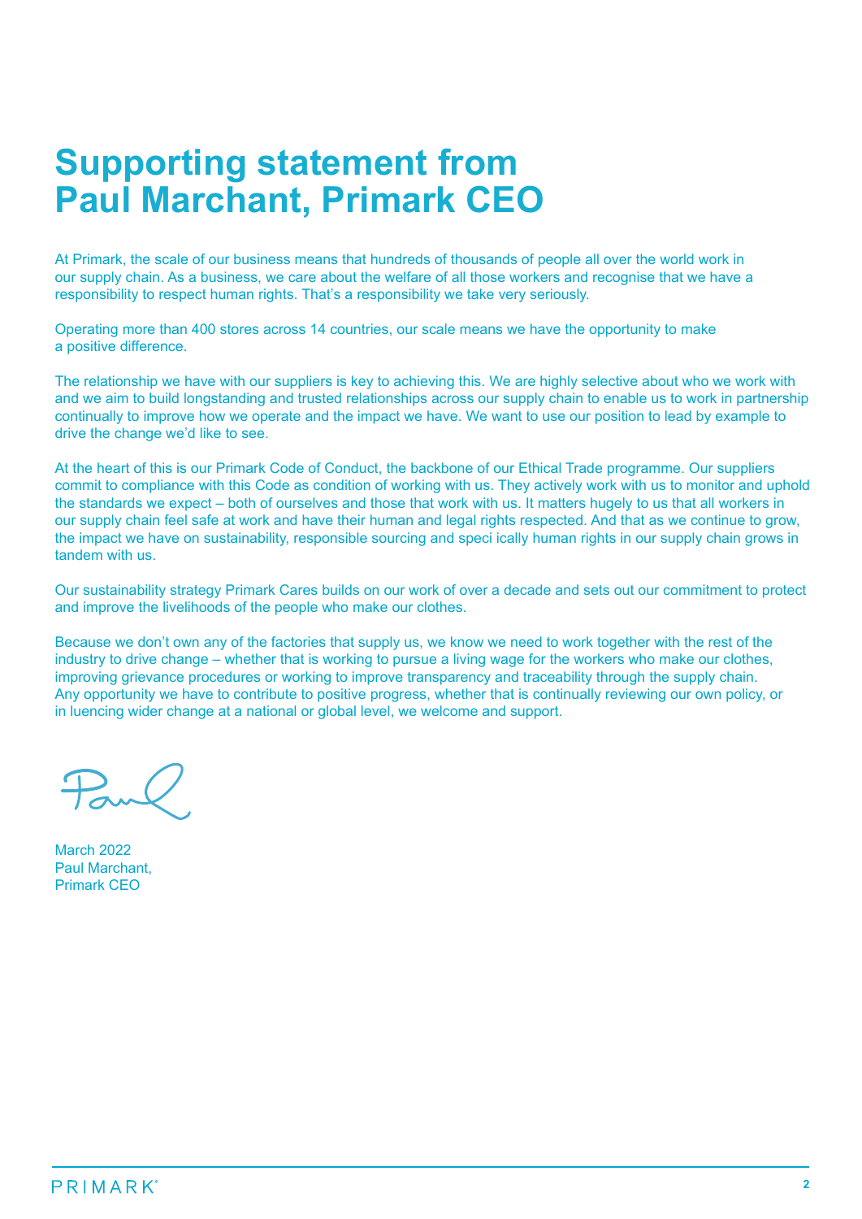# Supporting statement from Paul Marchant, Primark CEO

At Primark, the scale of our business means that hundreds of thousands of people all over the world work in our supply chain. As a business, we care about the welfare of all those workers and recognise that we have a responsibility to respect human rights. That's a responsibility we take very seriously.

Operating more than 400 stores across 14 countries, our scale means we have the opportunity to make a positive difference.

The relationship we have with our suppliers is key to achieving this. We are highly selective about who we work with and we aim to build longstanding and trusted relationships across our supply chain to enable us to work in partnership continually to improve how we operate and the impact we have. We want to use our position to lead by example to drive the change we'd like to see.

At the heart of this is our Primark Code of Conduct, the backbone of our Ethical Trade programme. Our suppliers commit to compliance with this Code as condition of working with us. They actively work with us to monitor and uphold the standards we expect – both of ourselves and those that work with us. It matters hugely to us that all workers in our supply chain feel safe at work and have their human and legal rights respected. And that as we continue to grow, the impact we have on sustainability, responsible sourcing and speci ically human rights in our supply chain grows in tandem with us.

Our sustainability strategy Primark Cares builds on our work of over a decade and sets out our commitment to protect and improve the livelihoods of the people who make our clothes.

Because we don't own any of the factories that supply us, we know we need to work together with the rest of the industry to drive change – whether that is working to pursue a living wage for the workers who make our clothes, improving grievance procedures or working to improve transparency and traceability through the supply chain. Any opportunity we have to contribute to positive progress, whether that is continually reviewing our own policy, or in luencing wider change at a national or global level, we welcome and support.

Paul

March 2022
Paul Marchant,
Primark CEO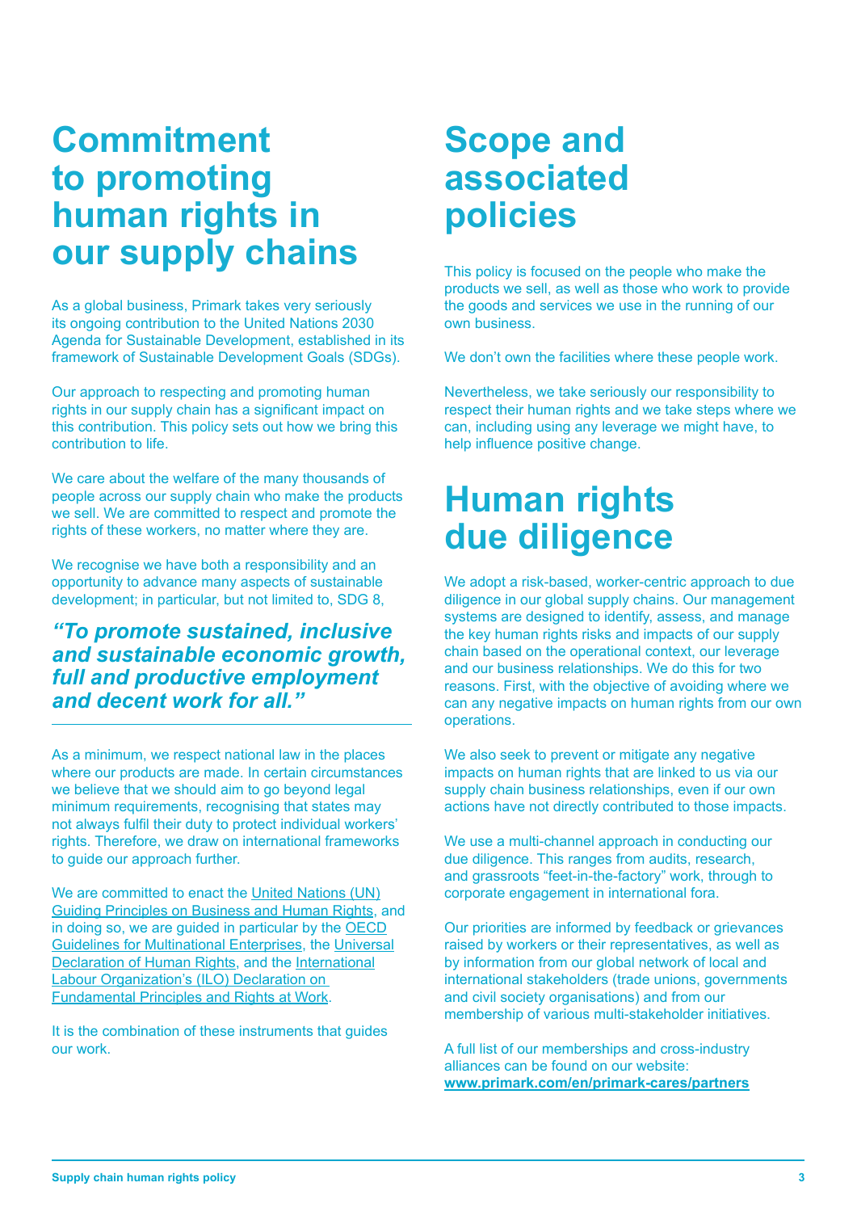# Commitment to promoting human rights in our supply chains

As a global business, Primark takes very seriously its ongoing contribution to the United Nations 2030 Agenda for Sustainable Development, established in its framework of Sustainable Development Goals (SDGs).

Our approach to respecting and promoting human rights in our supply chain has a significant impact on this contribution. This policy sets out how we bring this contribution to life.

We care about the welfare of the many thousands of people across our supply chain who make the products we sell. We are committed to respect and promote the rights of these workers, no matter where they are.

We recognise we have both a responsibility and an opportunity to advance many aspects of sustainable development; in particular, but not limited to, SDG 8,

***"To promote sustained, inclusive and sustainable economic growth, full and productive employment and decent work for all."***

---

As a minimum, we respect national law in the places where our products are made. In certain circumstances we believe that we should aim to go beyond legal minimum requirements, recognising that states may not always fulfil their duty to protect individual workers' rights. Therefore, we draw on international frameworks to guide our approach further.

We are committed to enact the United Nations (UN) Guiding Principles on Business and Human Rights, and in doing so, we are guided in particular by the OECD Guidelines for Multinational Enterprises, the Universal Declaration of Human Rights, and the International Labour Organization's (ILO) Declaration on Fundamental Principles and Rights at Work.

It is the combination of these instruments that guides our work.

# Scope and associated policies

This policy is focused on the people who make the products we sell, as well as those who work to provide the goods and services we use in the running of our own business.

We don't own the facilities where these people work.

Nevertheless, we take seriously our responsibility to respect their human rights and we take steps where we can, including using any leverage we might have, to help influence positive change.

# Human rights due diligence

We adopt a risk-based, worker-centric approach to due diligence in our global supply chains. Our management systems are designed to identify, assess, and manage the key human rights risks and impacts of our supply chain based on the operational context, our leverage and our business relationships. We do this for two reasons. First, with the objective of avoiding where we can any negative impacts on human rights from our own operations.

We also seek to prevent or mitigate any negative impacts on human rights that are linked to us via our supply chain business relationships, even if our own actions have not directly contributed to those impacts.

We use a multi-channel approach in conducting our due diligence. This ranges from audits, research, and grassroots "feet-in-the-factory" work, through to corporate engagement in international fora.

Our priorities are informed by feedback or grievances raised by workers or their representatives, as well as by information from our global network of local and international stakeholders (trade unions, governments and civil society organisations) and from our membership of various multi-stakeholder initiatives.

A full list of our memberships and cross-industry alliances can be found on our website: **www.primark.com/en/primark-cares/partners**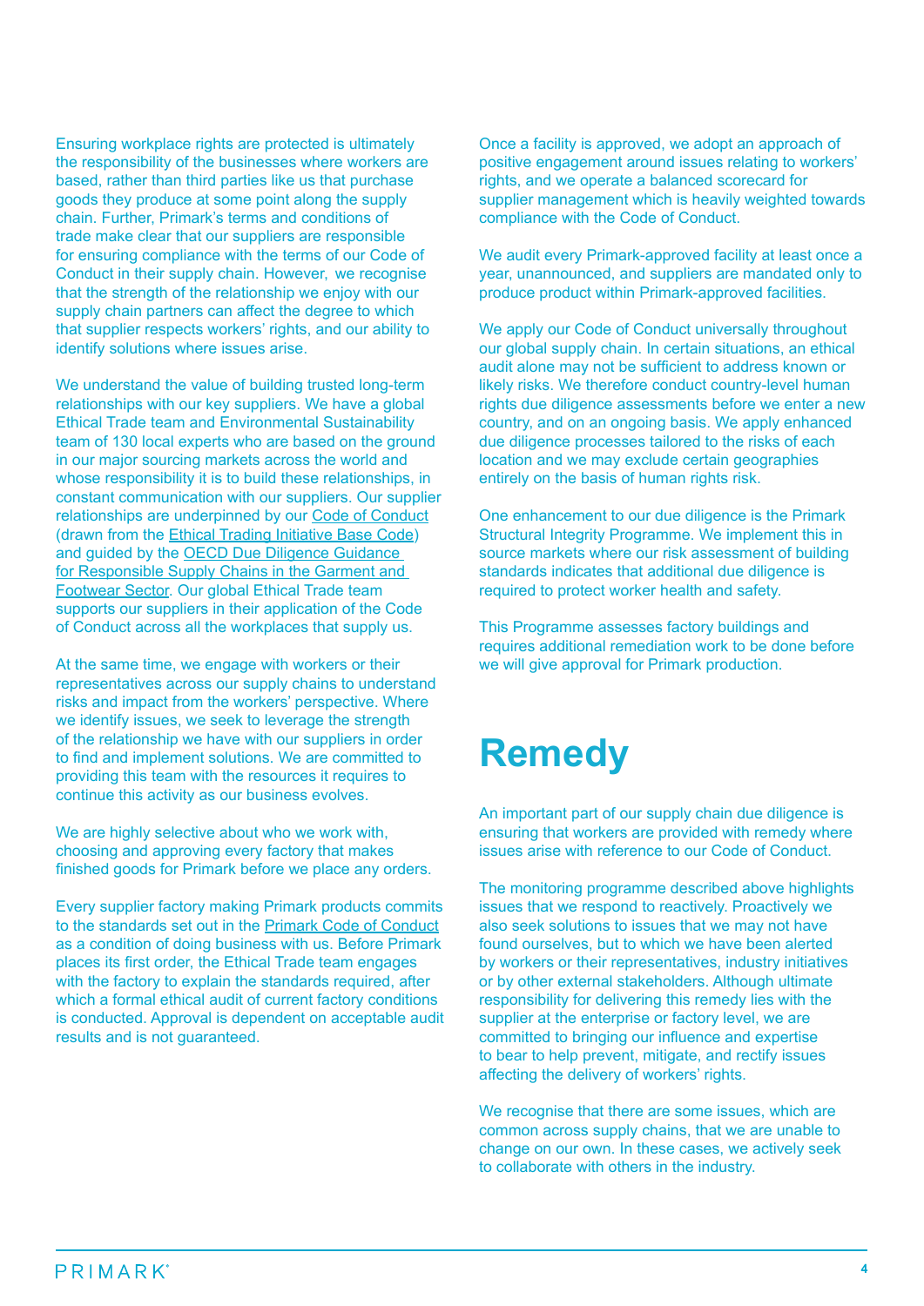Ensuring workplace rights are protected is ultimately the responsibility of the businesses where workers are based, rather than third parties like us that purchase goods they produce at some point along the supply chain. Further, Primark's terms and conditions of trade make clear that our suppliers are responsible for ensuring compliance with the terms of our Code of Conduct in their supply chain. However, we recognise that the strength of the relationship we enjoy with our supply chain partners can affect the degree to which that supplier respects workers' rights, and our ability to identify solutions where issues arise.

We understand the value of building trusted long-term relationships with our key suppliers. We have a global Ethical Trade team and Environmental Sustainability team of 130 local experts who are based on the ground in our major sourcing markets across the world and whose responsibility it is to build these relationships, in constant communication with our suppliers. Our supplier relationships are underpinned by our Code of Conduct (drawn from the Ethical Trading Initiative Base Code) and guided by the OECD Due Diligence Guidance for Responsible Supply Chains in the Garment and Footwear Sector. Our global Ethical Trade team supports our suppliers in their application of the Code of Conduct across all the workplaces that supply us.

At the same time, we engage with workers or their representatives across our supply chains to understand risks and impact from the workers' perspective. Where we identify issues, we seek to leverage the strength of the relationship we have with our suppliers in order to find and implement solutions. We are committed to providing this team with the resources it requires to continue this activity as our business evolves.

We are highly selective about who we work with, choosing and approving every factory that makes finished goods for Primark before we place any orders.

Every supplier factory making Primark products commits to the standards set out in the Primark Code of Conduct as a condition of doing business with us. Before Primark places its first order, the Ethical Trade team engages with the factory to explain the standards required, after which a formal ethical audit of current factory conditions is conducted. Approval is dependent on acceptable audit results and is not guaranteed.

Once a facility is approved, we adopt an approach of positive engagement around issues relating to workers' rights, and we operate a balanced scorecard for supplier management which is heavily weighted towards compliance with the Code of Conduct.

We audit every Primark-approved facility at least once a year, unannounced, and suppliers are mandated only to produce product within Primark-approved facilities.

We apply our Code of Conduct universally throughout our global supply chain. In certain situations, an ethical audit alone may not be sufficient to address known or likely risks. We therefore conduct country-level human rights due diligence assessments before we enter a new country, and on an ongoing basis. We apply enhanced due diligence processes tailored to the risks of each location and we may exclude certain geographies entirely on the basis of human rights risk.

One enhancement to our due diligence is the Primark Structural Integrity Programme. We implement this in source markets where our risk assessment of building standards indicates that additional due diligence is required to protect worker health and safety.

This Programme assesses factory buildings and requires additional remediation work to be done before we will give approval for Primark production.

# Remedy

An important part of our supply chain due diligence is ensuring that workers are provided with remedy where issues arise with reference to our Code of Conduct.

The monitoring programme described above highlights issues that we respond to reactively. Proactively we also seek solutions to issues that we may not have found ourselves, but to which we have been alerted by workers or their representatives, industry initiatives or by other external stakeholders. Although ultimate responsibility for delivering this remedy lies with the supplier at the enterprise or factory level, we are committed to bringing our influence and expertise to bear to help prevent, mitigate, and rectify issues affecting the delivery of workers' rights.

We recognise that there are some issues, which are common across supply chains, that we are unable to change on our own. In these cases, we actively seek to collaborate with others in the industry.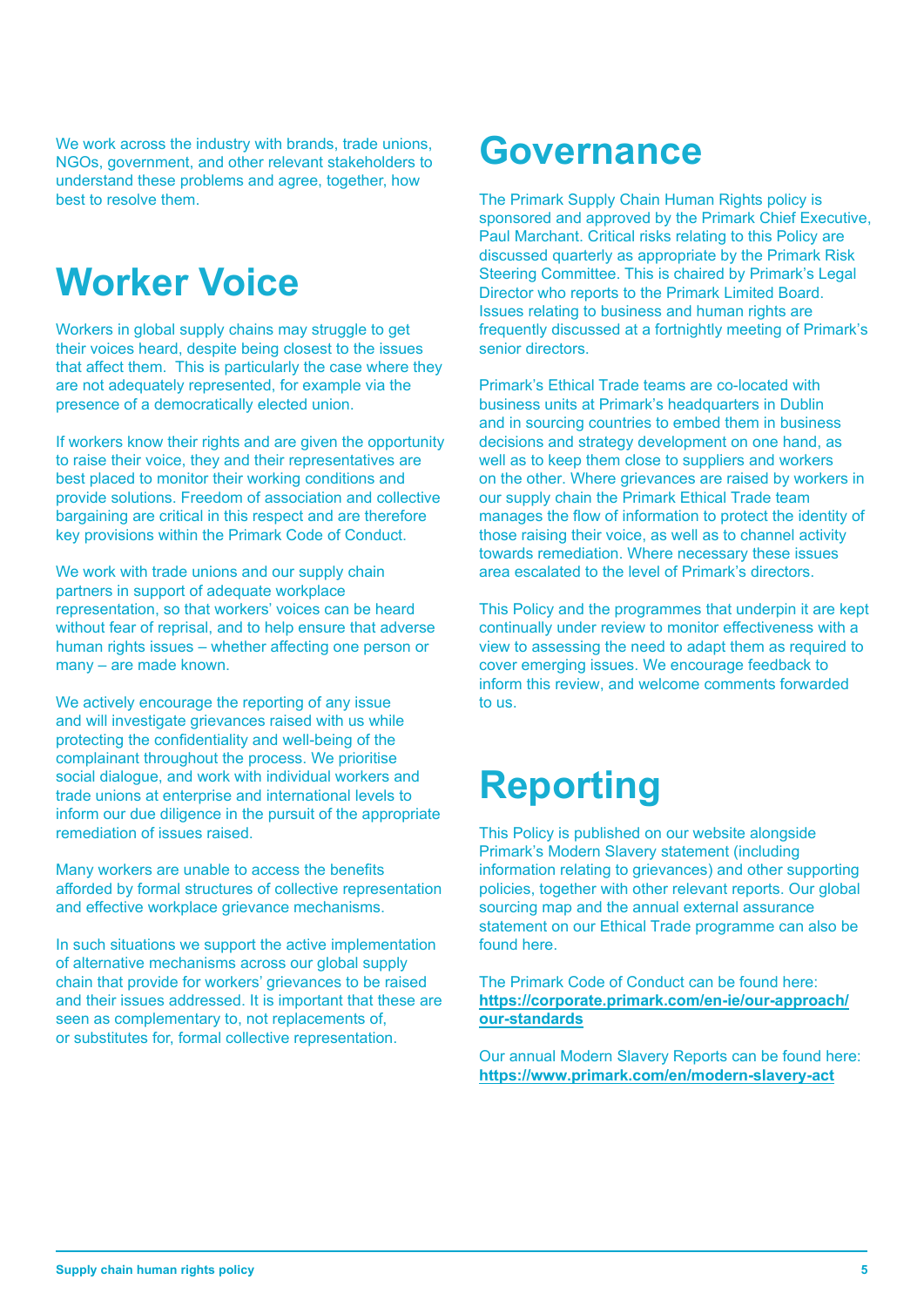We work across the industry with brands, trade unions, NGOs, government, and other relevant stakeholders to understand these problems and agree, together, how best to resolve them.

# Worker Voice

Workers in global supply chains may struggle to get their voices heard, despite being closest to the issues that affect them. This is particularly the case where they are not adequately represented, for example via the presence of a democratically elected union.

If workers know their rights and are given the opportunity to raise their voice, they and their representatives are best placed to monitor their working conditions and provide solutions. Freedom of association and collective bargaining are critical in this respect and are therefore key provisions within the Primark Code of Conduct.

We work with trade unions and our supply chain partners in support of adequate workplace representation, so that workers' voices can be heard without fear of reprisal, and to help ensure that adverse human rights issues – whether affecting one person or many – are made known.

We actively encourage the reporting of any issue and will investigate grievances raised with us while protecting the confidentiality and well-being of the complainant throughout the process. We prioritise social dialogue, and work with individual workers and trade unions at enterprise and international levels to inform our due diligence in the pursuit of the appropriate remediation of issues raised.

Many workers are unable to access the benefits afforded by formal structures of collective representation and effective workplace grievance mechanisms.

In such situations we support the active implementation of alternative mechanisms across our global supply chain that provide for workers' grievances to be raised and their issues addressed. It is important that these are seen as complementary to, not replacements of, or substitutes for, formal collective representation.

# Governance

The Primark Supply Chain Human Rights policy is sponsored and approved by the Primark Chief Executive, Paul Marchant. Critical risks relating to this Policy are discussed quarterly as appropriate by the Primark Risk Steering Committee. This is chaired by Primark's Legal Director who reports to the Primark Limited Board. Issues relating to business and human rights are frequently discussed at a fortnightly meeting of Primark's senior directors.

Primark's Ethical Trade teams are co-located with business units at Primark's headquarters in Dublin and in sourcing countries to embed them in business decisions and strategy development on one hand, as well as to keep them close to suppliers and workers on the other. Where grievances are raised by workers in our supply chain the Primark Ethical Trade team manages the flow of information to protect the identity of those raising their voice, as well as to channel activity towards remediation. Where necessary these issues area escalated to the level of Primark's directors.

This Policy and the programmes that underpin it are kept continually under review to monitor effectiveness with a view to assessing the need to adapt them as required to cover emerging issues. We encourage feedback to inform this review, and welcome comments forwarded to us.

# Reporting

This Policy is published on our website alongside Primark's Modern Slavery statement (including information relating to grievances) and other supporting policies, together with other relevant reports. Our global sourcing map and the annual external assurance statement on our Ethical Trade programme can also be found here.

The Primark Code of Conduct can be found here: **https://corporate.primark.com/en-ie/our-approach/our-standards**

Our annual Modern Slavery Reports can be found here: **https://www.primark.com/en/modern-slavery-act**